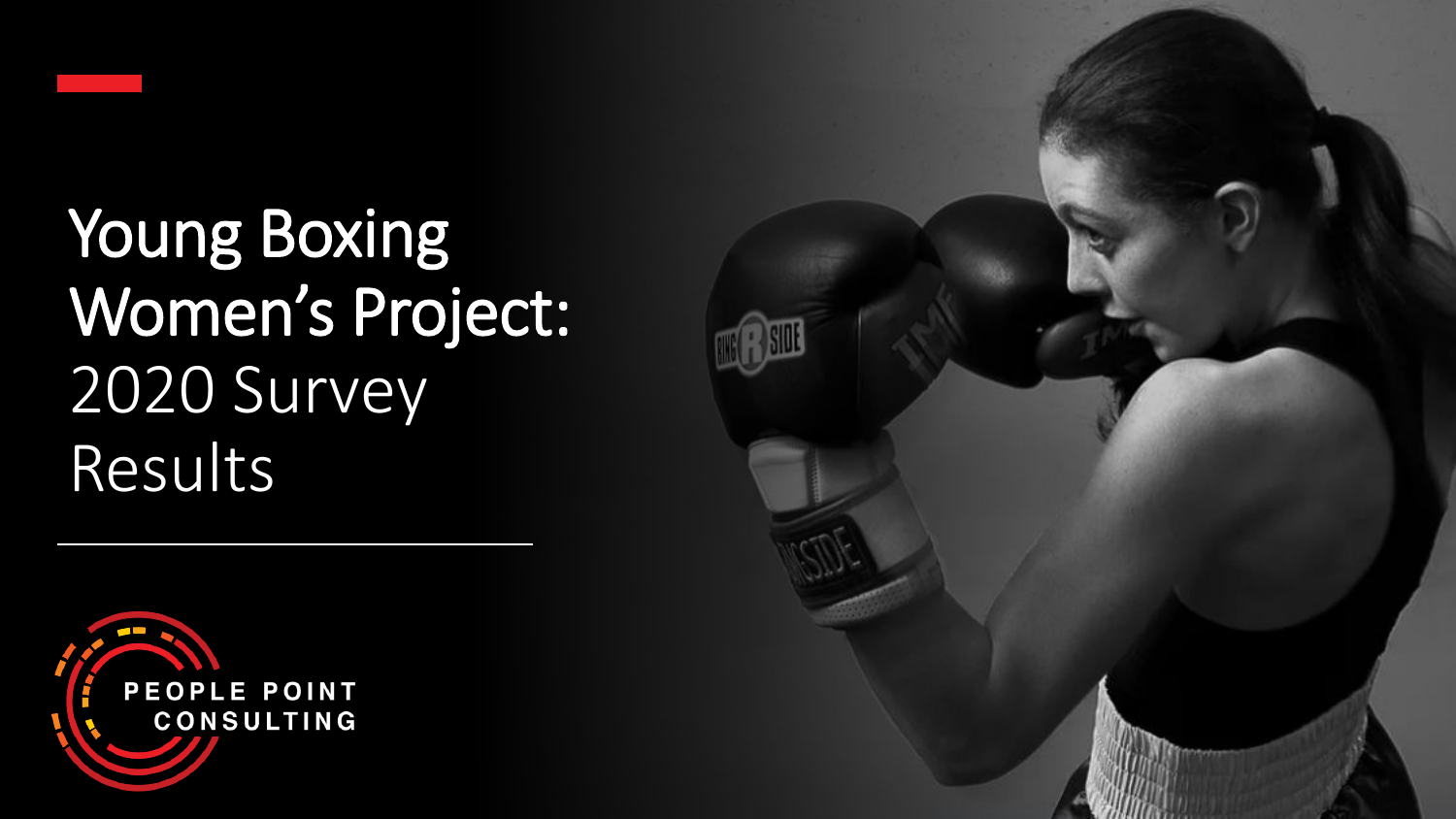# Young Boxing Women's Project: 2020 Survey Results

PEOPLE POINT CONSULTING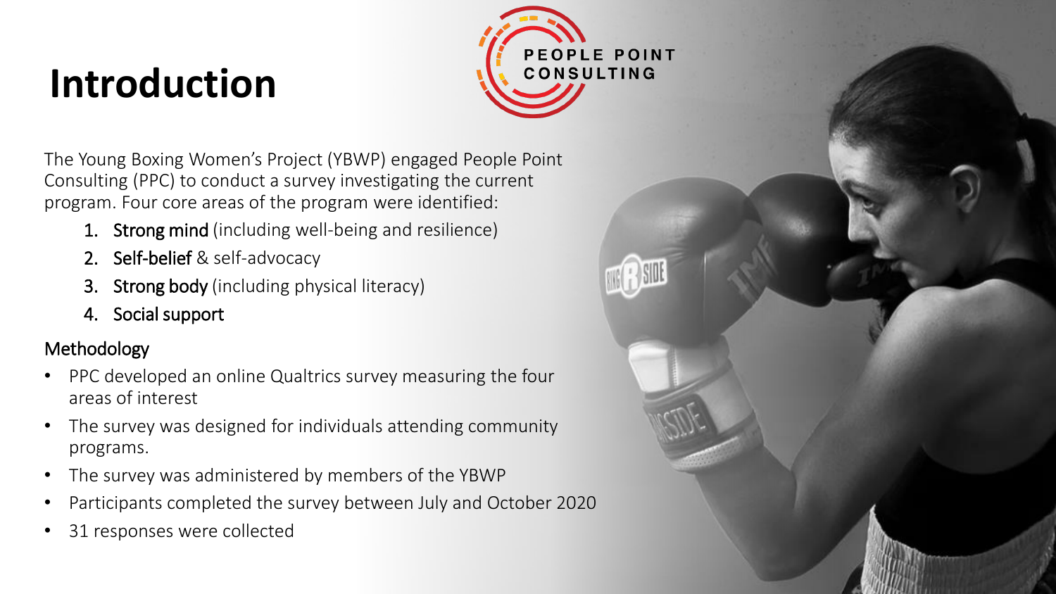# Introduction

PEOPLE POINT CONSULTING

The Young Boxing Women's Project (YBWP) engaged People Point Consulting (PPC) to conduct a survey investigating the current program. Four core areas of the program were identified:

1. **Strong mind** (including well-being and resilience)
2. **Self-belief** & self-advocacy
3. **Strong body** (including physical literacy)
4. **Social support**

## Methodology

- PPC developed an online Qualtrics survey measuring the four areas of interest
- The survey was designed for individuals attending community programs.
- The survey was administered by members of the YBWP
- Participants completed the survey between July and October 2020
- 31 responses were collected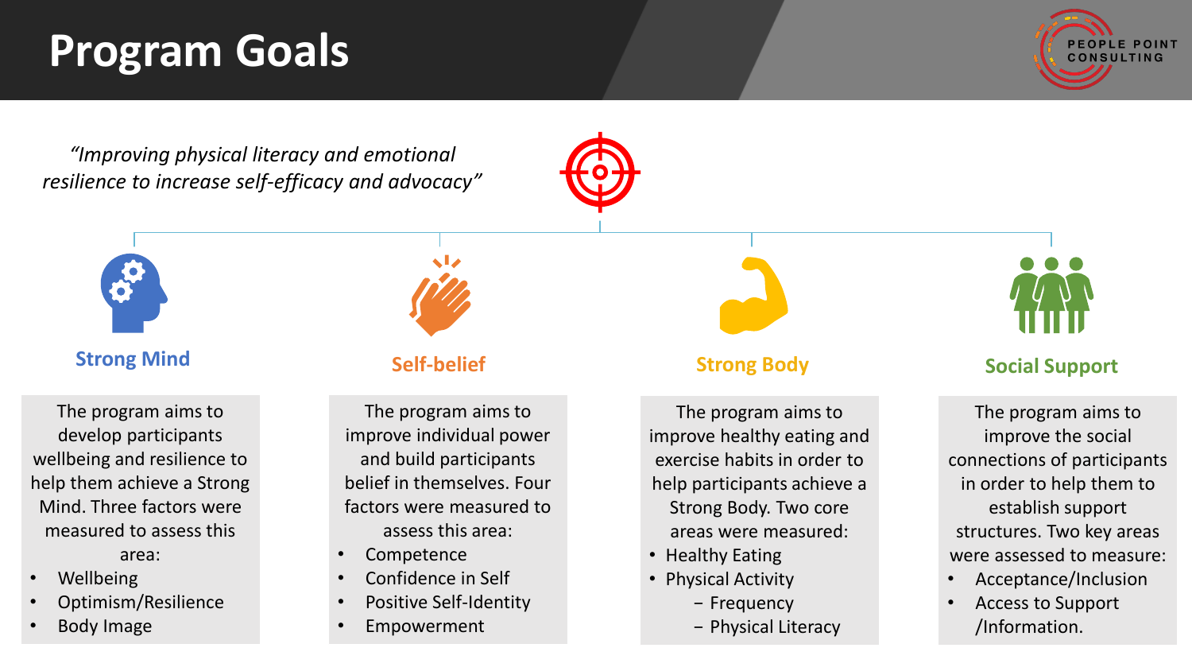# Program Goals

*"Improving physical literacy and emotional resilience to increase self-efficacy and advocacy"*

## Strong Mind

The program aims to develop participants wellbeing and resilience to help them achieve a Strong Mind. Three factors were measured to assess this area:

- Wellbeing
- Optimism/Resilience
- Body Image

## Self-belief

The program aims to improve individual power and build participants belief in themselves. Four factors were measured to assess this area:

- Competence
- Confidence in Self
- Positive Self-Identity
- Empowerment

## Strong Body

The program aims to improve healthy eating and exercise habits in order to help participants achieve a Strong Body. Two core areas were measured:

- Healthy Eating
- Physical Activity
  - Frequency
  - Physical Literacy

## Social Support

The program aims to improve the social connections of participants in order to help them to establish support structures. Two key areas were assessed to measure:

- Acceptance/Inclusion
- Access to Support /Information.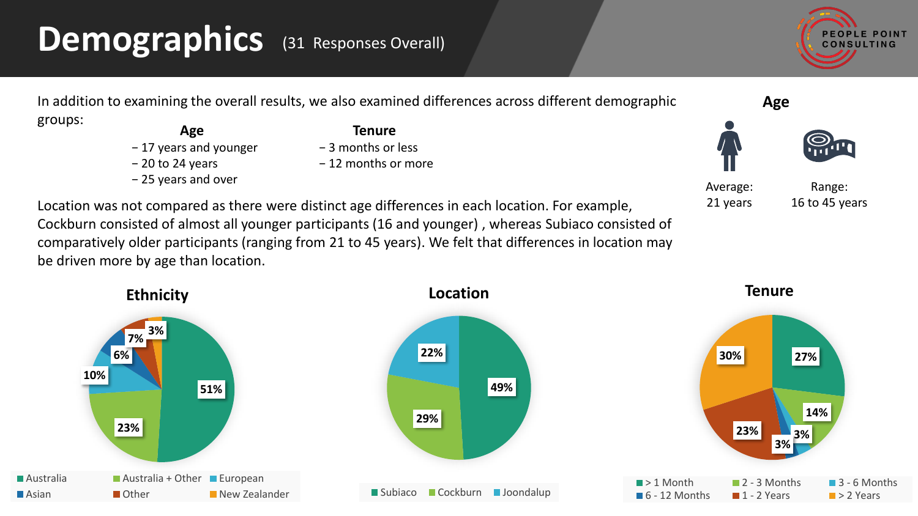# Demographics (31 Responses Overall)

In addition to examining the overall results, we also examined differences across different demographic groups:

**Age**
- 17 years and younger
- 20 to 24 years
- 25 years and over

**Tenure**
- 3 months or less
- 12 months or more

Location was not compared as there were distinct age differences in each location. For example, Cockburn consisted of almost all younger participants (16 and younger) , whereas Subiaco consisted of comparatively older participants (ranging from 21 to 45 years). We felt that differences in location may be driven more by age than location.

## Age

Average: 21 years

Range: 16 to 45 years

## Ethnicity

| Ethnicity | % |
|---|---|
| Australia | 51% |
| Australia + Other | 23% |
| European | 10% |
| Asian | 6% |
| Other | 7% |
| New Zealander | 3% |

## Location

| Location | % |
|---|---|
| Subiaco | 49% |
| Cockburn | 29% |
| Joondalup | 22% |

## Tenure

| Tenure | % |
|---|---|
| > 1 Month | 27% |
| 2 - 3 Months | 14% |
| 3 - 6 Months | 3% |
| 6 - 12 Months | 3% |
| 1 - 2 Years | 23% |
| > 2 Years | 30% |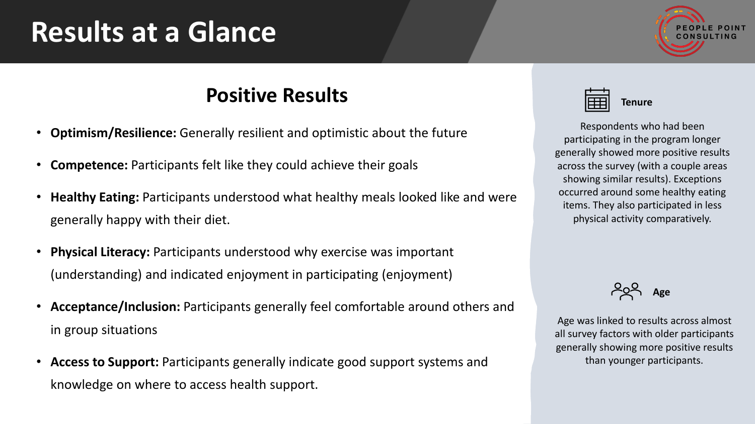# Results at a Glance

## Positive Results

- **Optimism/Resilience:** Generally resilient and optimistic about the future
- **Competence:** Participants felt like they could achieve their goals
- **Healthy Eating:** Participants understood what healthy meals looked like and were generally happy with their diet.
- **Physical Literacy:** Participants understood why exercise was important (understanding) and indicated enjoyment in participating (enjoyment)
- **Acceptance/Inclusion:** Participants generally feel comfortable around others and in group situations
- **Access to Support:** Participants generally indicate good support systems and knowledge on where to access health support.

**Tenure**

Respondents who had been participating in the program longer generally showed more positive results across the survey (with a couple areas showing similar results). Exceptions occurred around some healthy eating items. They also participated in less physical activity comparatively.

**Age**

Age was linked to results across almost all survey factors with older participants generally showing more positive results than younger participants.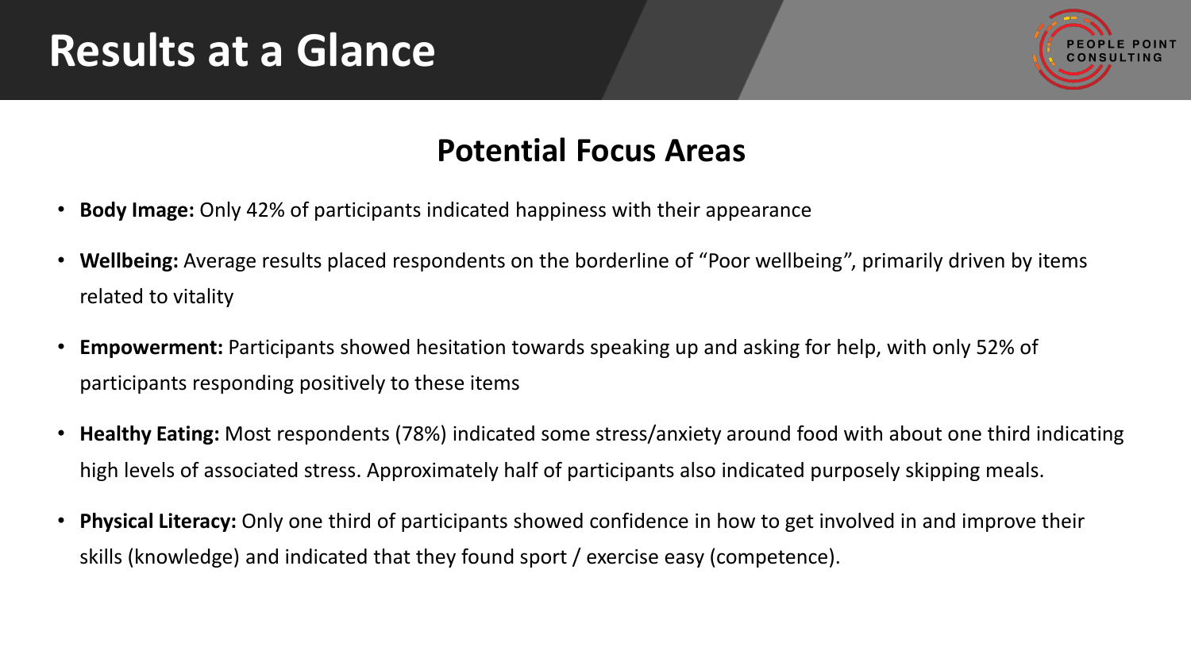# Results at a Glance

## Potential Focus Areas

- **Body Image:** Only 42% of participants indicated happiness with their appearance
- **Wellbeing:** Average results placed respondents on the borderline of "Poor wellbeing", primarily driven by items related to vitality
- **Empowerment:** Participants showed hesitation towards speaking up and asking for help, with only 52% of participants responding positively to these items
- **Healthy Eating:** Most respondents (78%) indicated some stress/anxiety around food with about one third indicating high levels of associated stress. Approximately half of participants also indicated purposely skipping meals.
- **Physical Literacy:** Only one third of participants showed confidence in how to get involved in and improve their skills (knowledge) and indicated that they found sport / exercise easy (competence).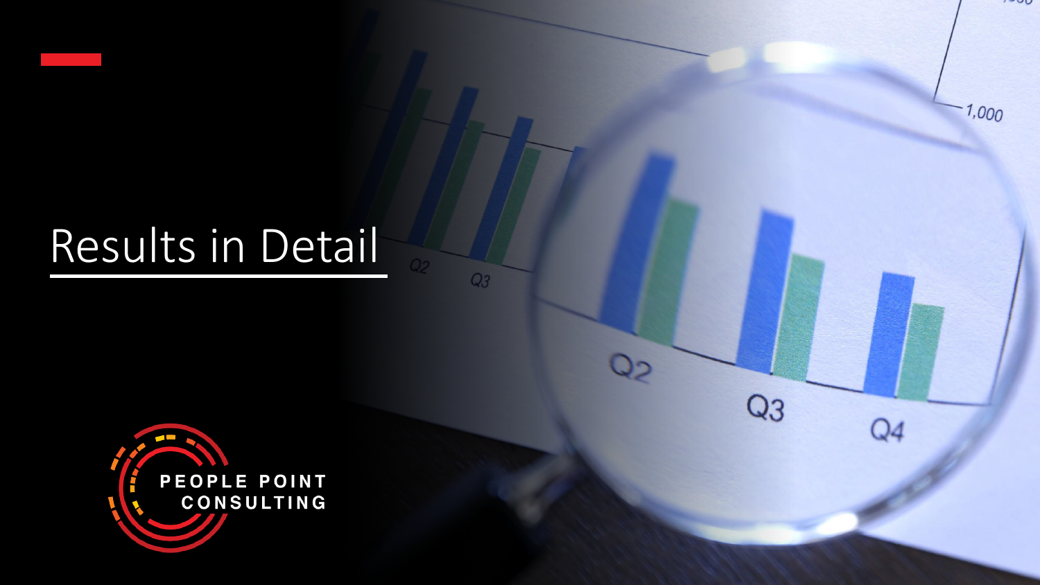# Results in Detail

PEOPLE POINT CONSULTING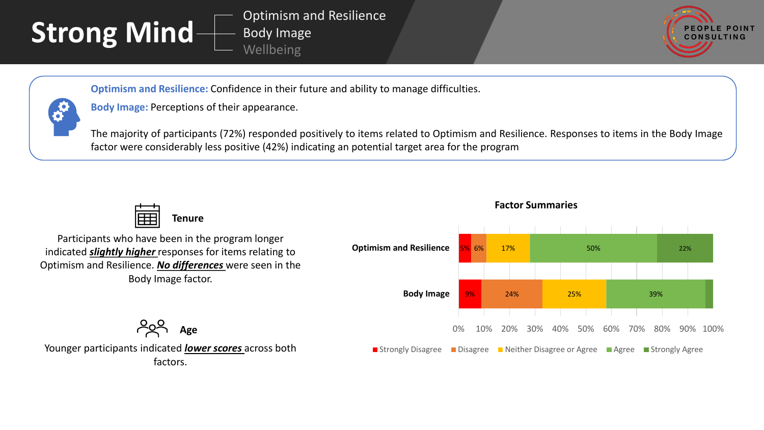# Strong Mind

- Optimism and Resilience
- Body Image
- Wellbeing

PEOPLE POINT CONSULTING

**Optimism and Resilience:** Confidence in their future and ability to manage difficulties.

**Body Image:** Perceptions of their appearance.

The majority of participants (72%) responded positively to items related to Optimism and Resilience. Responses to items in the Body Image factor were considerably less positive (42%) indicating an potential target area for the program

### Tenure

Participants who have been in the program longer indicated ***slightly higher*** responses for items relating to Optimism and Resilience. ***No differences*** were seen in the Body Image factor.

### Age

Younger participants indicated ***lower scores*** across both factors.

### Factor Summaries

| Factor | Strongly Disagree | Disagree | Neither Disagree or Agree | Agree | Strongly Agree |
|---|---|---|---|---|---|
| Optimism and Resilience | 5% | 6% | 17% | 50% | 22% |
| Body Image | 9% | 24% | 25% | 39% | |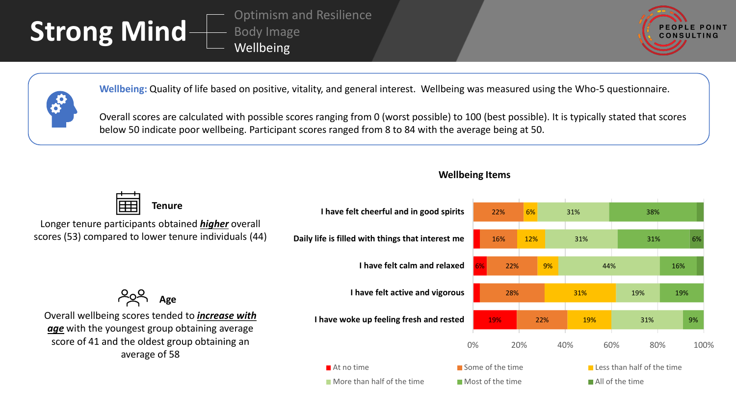# Strong Mind

Optimism and Resilience
Body Image
Wellbeing

**Wellbeing:** Quality of life based on positive, vitality, and general interest. Wellbeing was measured using the Who-5 questionnaire.

Overall scores are calculated with possible scores ranging from 0 (worst possible) to 100 (best possible). It is typically stated that scores below 50 indicate poor wellbeing. Participant scores ranged from 8 to 84 with the average being at 50.

### Tenure

Longer tenure participants obtained ***higher*** overall scores (53) compared to lower tenure individuals (44)

### Age

Overall wellbeing scores tended to ***increase with age*** with the youngest group obtaining average score of 41 and the oldest group obtaining an average of 58

### Wellbeing Items

| Item | At no time | Some of the time | Less than half of the time | More than half of the time | Most of the time | All of the time |
|---|---|---|---|---|---|---|
| I have felt cheerful and in good spirits | | 22% | 6% | 31% | 38% | |
| Daily life is filled with things that interest me | | 16% | 12% | 31% | 31% | 6% |
| I have felt calm and relaxed | 6% | 22% | 9% | 44% | 16% | |
| I have felt active and vigorous | | 28% | 31% | 19% | 19% | |
| I have woke up feeling fresh and rested | 19% | 22% | 19% | 31% | 9% | |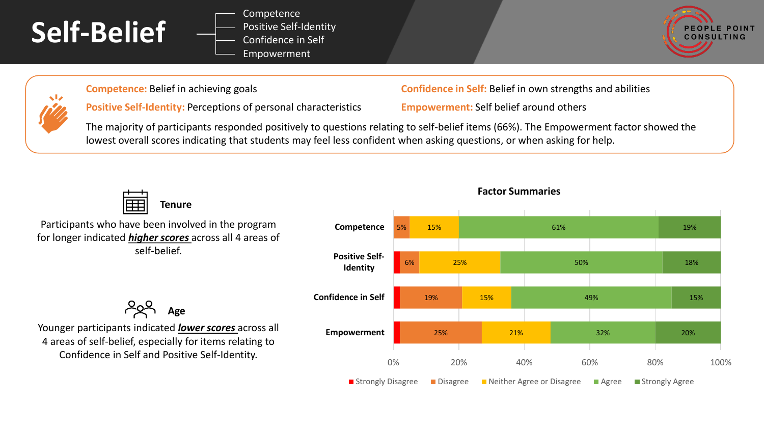# Self-Belief

- Competence
- Positive Self-Identity
- Confidence in Self
- Empowerment

**Competence:** Belief in achieving goals

**Positive Self-Identity:** Perceptions of personal characteristics

**Confidence in Self:** Belief in own strengths and abilities

**Empowerment:** Self belief around others

The majority of participants responded positively to questions relating to self-belief items (66%). The Empowerment factor showed the lowest overall scores indicating that students may feel less confident when asking questions, or when asking for help.

### Tenure

Participants who have been involved in the program for longer indicated ***higher scores*** across all 4 areas of self-belief.

### Age

Younger participants indicated ***lower scores*** across all 4 areas of self-belief, especially for items relating to Confidence in Self and Positive Self-Identity.

### Factor Summaries

| Factor | Strongly Disagree | Disagree | Neither Agree or Disagree | Agree | Strongly Agree |
|---|---|---|---|---|---|
| Competence | | 5% | 15% | 61% | 19% |
| Positive Self-Identity | | 6% | 25% | 50% | 18% |
| Confidence in Self | | 19% | 15% | 49% | 15% |
| Empowerment | | 25% | 21% | 32% | 20% |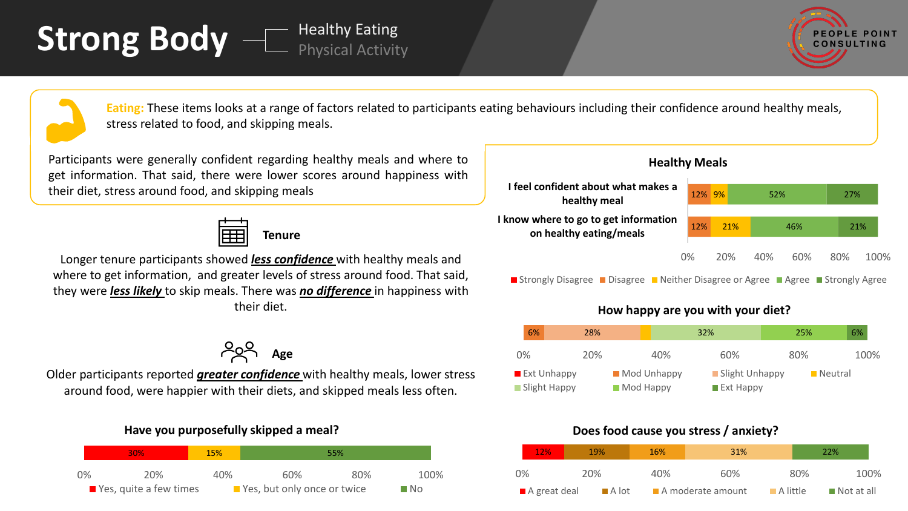# Strong Body

Healthy Eating
Physical Activity

PEOPLE POINT CONSULTING

**Eating:** These items looks at a range of factors related to participants eating behaviours including their confidence around healthy meals, stress related to food, and skipping meals.

Participants were generally confident regarding healthy meals and where to get information. That said, there were lower scores around happiness with their diet, stress around food, and skipping meals

### Tenure

Longer tenure participants showed ***less confidence*** with healthy meals and where to get information, and greater levels of stress around food. That said, they were ***less likely*** to skip meals. There was ***no difference*** in happiness with their diet.

### Age

Older participants reported ***greater confidence*** with healthy meals, lower stress around food, were happier with their diets, and skipped meals less often.

### Have you purposefully skipped a meal?

| Yes, quite a few times | Yes, but only once or twice | No |
|---|---|---|
| 30% | 15% | 55% |

### Healthy Meals

| | Disagree | Neither Disagree or Agree | Agree | Strongly Agree |
|---|---|---|---|---|
| I feel confident about what makes a healthy meal | 12% | 9% | 52% | 27% |
| I know where to go to get information on healthy eating/meals | 12% | 21% | 46% | 21% |

### How happy are you with your diet?

| Mod Unhappy | Slight Unhappy | Neutral | Slight Happy | Mod Happy | Ext Happy |
|---|---|---|---|---|---|
| 6% | 28% | | 32% | 25% | 6% |

### Does food cause you stress / anxiety?

| A great deal | A lot | A moderate amount | A little | Not at all |
|---|---|---|---|---|
| 12% | 19% | 16% | 31% | 22% |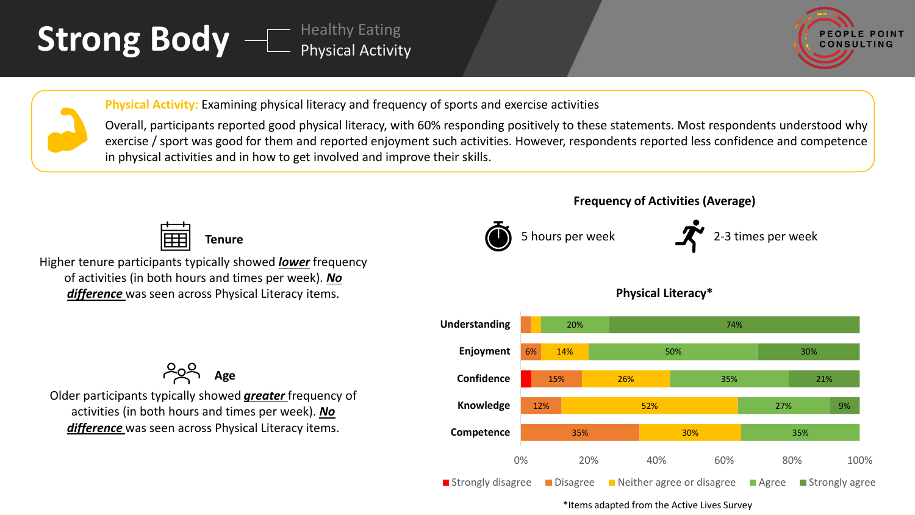# Strong Body

Healthy Eating
Physical Activity

**Physical Activity:** Examining physical literacy and frequency of sports and exercise activities

Overall, participants reported good physical literacy, with 60% responding positively to these statements. Most respondents understood why exercise / sport was good for them and reported enjoyment such activities. However, respondents reported less confidence and competence in physical activities and in how to get involved and improve their skills.

### Tenure

Higher tenure participants typically showed ***lower*** frequency of activities (in both hours and times per week). ***No difference*** was seen across Physical Literacy items.

### Age

Older participants typically showed ***greater*** frequency of activities (in both hours and times per week). ***No difference*** was seen across Physical Literacy items.

### Frequency of Activities (Average)

- 5 hours per week
- 2-3 times per week

### Physical Literacy*

| | Strongly disagree | Disagree | Neither agree or disagree | Agree | Strongly agree |
|---|---|---|---|---|---|
| Understanding | | | | 20% | 74% |
| Enjoyment | | 6% | 14% | 50% | 30% |
| Confidence | | 15% | 26% | 35% | 21% |
| Knowledge | | 12% | 52% | 27% | 9% |
| Competence | | 35% | 30% | 35% | |

*Items adapted from the Active Lives Survey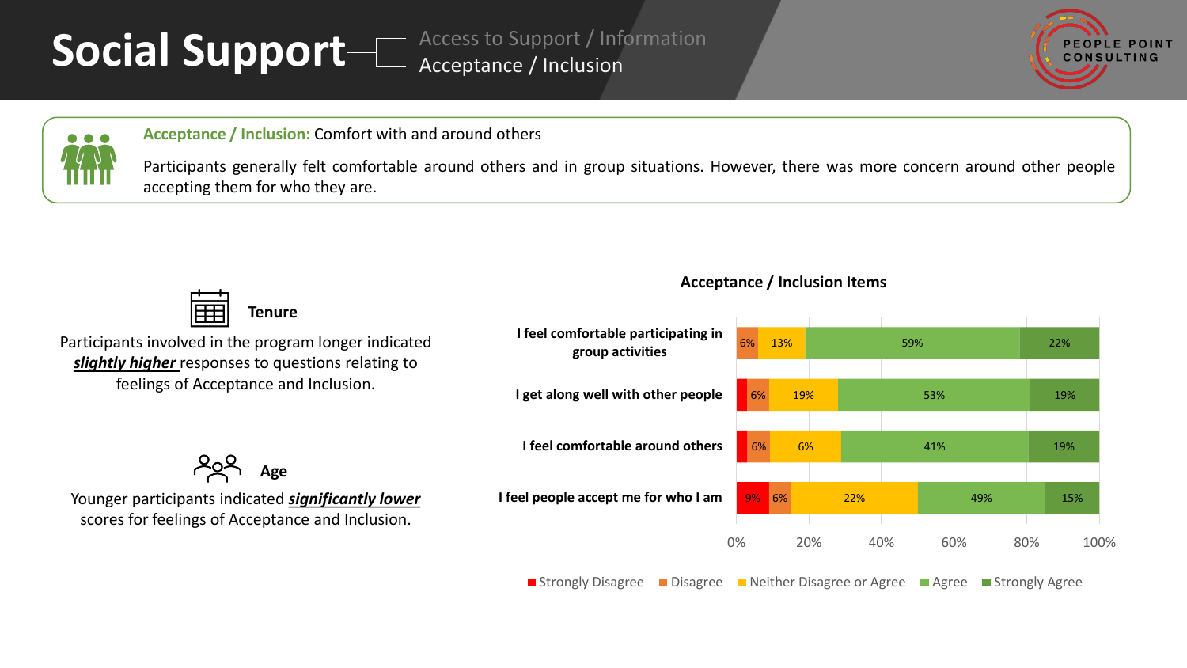# Social Support

Access to Support / Information

Acceptance / Inclusion

**Acceptance / Inclusion:** Comfort with and around others

Participants generally felt comfortable around others and in group situations. However, there was more concern around other people accepting them for who they are.

### Tenure

Participants involved in the program longer indicated ***slightly higher*** responses to questions relating to feelings of Acceptance and Inclusion.

### Age

Younger participants indicated ***significantly lower*** scores for feelings of Acceptance and Inclusion.

### Acceptance / Inclusion Items

| Item | Strongly Disagree | Disagree | Neither Disagree or Agree | Agree | Strongly Agree |
|---|---|---|---|---|---|
| I feel comfortable participating in group activities | | 6% | 13% | 59% | 22% |
| I get along well with other people | | 6% | 19% | 53% | 19% |
| I feel comfortable around others | | 6% | 6% | 41% | 19% |
| I feel people accept me for who I am | 9% | 6% | 22% | 49% | 15% |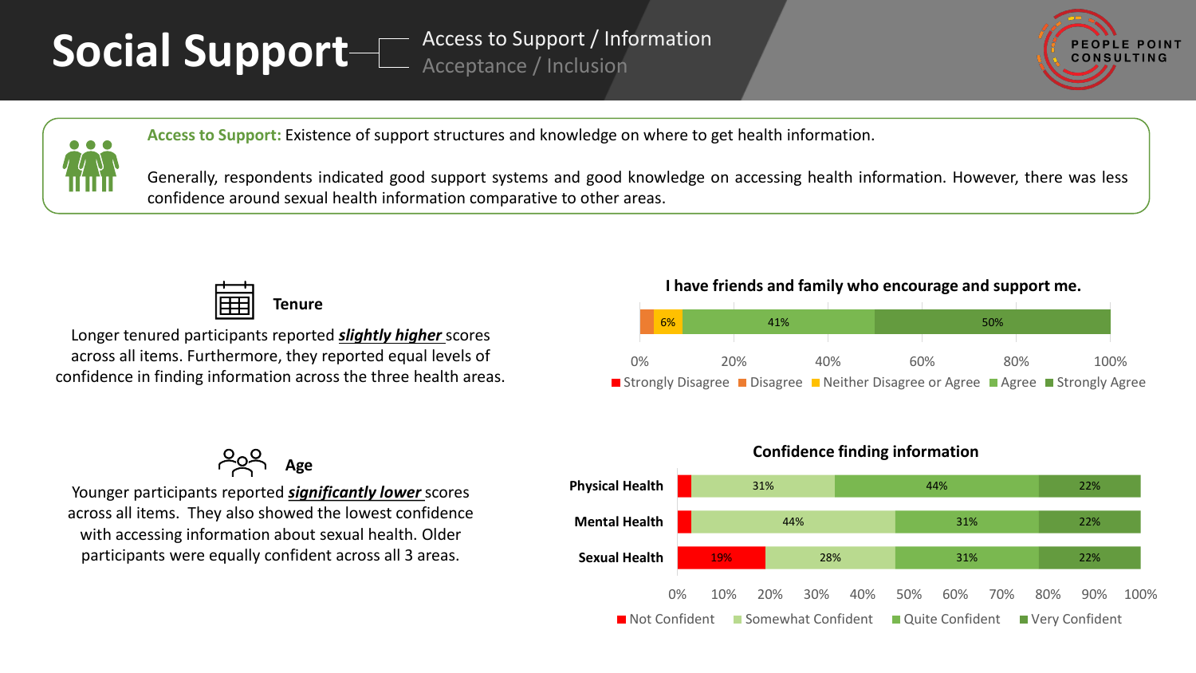# Social Support

Access to Support / Information

Acceptance / Inclusion

**Access to Support:** Existence of support structures and knowledge on where to get health information.

Generally, respondents indicated good support systems and good knowledge on accessing health information. However, there was less confidence around sexual health information comparative to other areas.

### Tenure

Longer tenured participants reported ***slightly higher*** scores across all items. Furthermore, they reported equal levels of confidence in finding information across the three health areas.

### Age

Younger participants reported ***significantly lower*** scores across all items. They also showed the lowest confidence with accessing information about sexual health. Older participants were equally confident across all 3 areas.

**I have friends and family who encourage and support me.**

| Strongly Disagree | Disagree | Neither Disagree or Agree | Agree | Strongly Agree |
|---|---|---|---|---|
| | | 6% | 41% | 50% |

**Confidence finding information**

| | Not Confident | Somewhat Confident | Quite Confident | Very Confident |
|---|---|---|---|---|
| Physical Health | | 31% | 44% | 22% |
| Mental Health | | 44% | 31% | 22% |
| Sexual Health | 19% | 28% | 31% | 22% |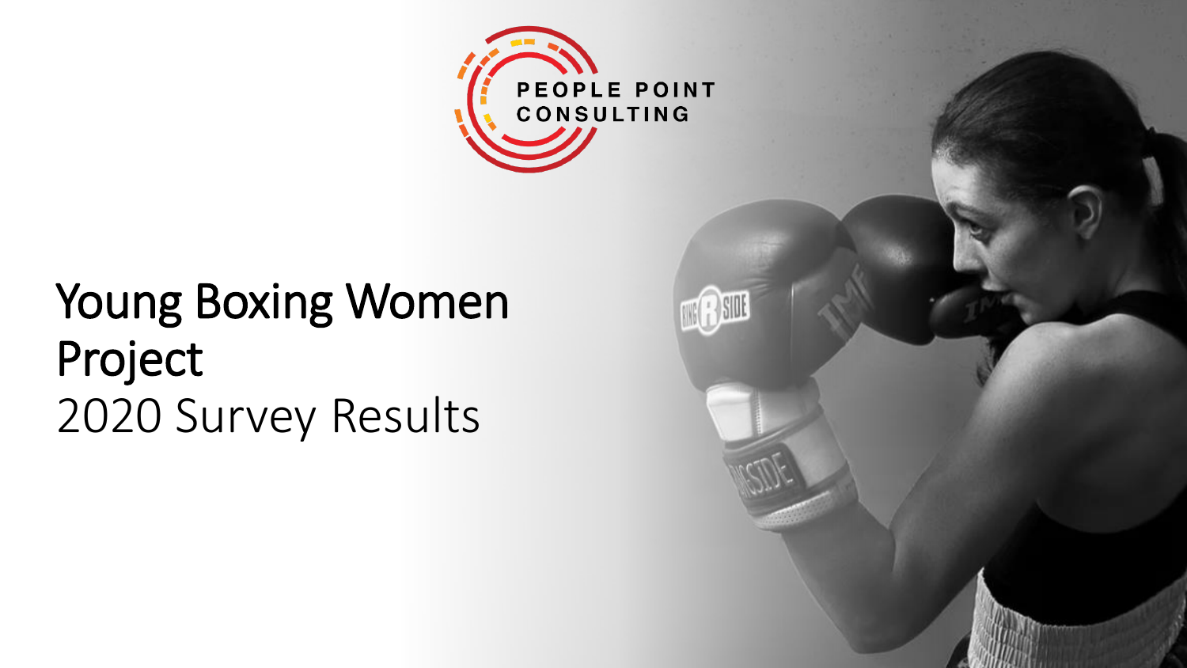PEOPLE POINT CONSULTING

# Young Boxing Women Project

2020 Survey Results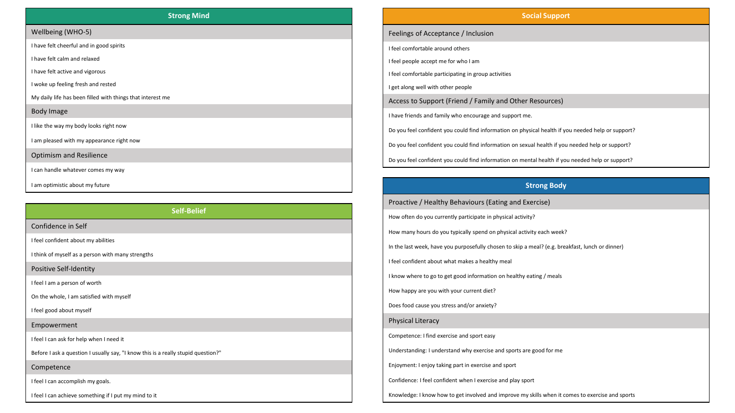## Strong Mind

### Wellbeing (WHO-5)

I have felt cheerful and in good spirits

I have felt calm and relaxed

I have felt active and vigorous

I woke up feeling fresh and rested

My daily life has been filled with things that interest me

### Body Image

I like the way my body looks right now

I am pleased with my appearance right now

### Optimism and Resilience

I can handle whatever comes my way

I am optimistic about my future

## Self-Belief

### Confidence in Self

I feel confident about my abilities

I think of myself as a person with many strengths

### Positive Self-Identity

I feel I am a person of worth

On the whole, I am satisfied with myself

I feel good about myself

### Empowerment

I feel I can ask for help when I need it

Before I ask a question I usually say, "I know this is a really stupid question?"

### Competence

I feel I can accomplish my goals.

I feel I can achieve something if I put my mind to it

## Social Support

### Feelings of Acceptance / Inclusion

I feel comfortable around others

I feel people accept me for who I am

I feel comfortable participating in group activities

I get along well with other people

### Access to Support (Friend / Family and Other Resources)

I have friends and family who encourage and support me.

Do you feel confident you could find information on physical health if you needed help or support?

Do you feel confident you could find information on sexual health if you needed help or support?

Do you feel confident you could find information on mental health if you needed help or support?

## Strong Body

### Proactive / Healthy Behaviours (Eating and Exercise)

How often do you currently participate in physical activity?

How many hours do you typically spend on physical activity each week?

In the last week, have you purposefully chosen to skip a meal? (e.g. breakfast, lunch or dinner)

I feel confident about what makes a healthy meal

I know where to go to get good information on healthy eating / meals

How happy are you with your current diet?

Does food cause you stress and/or anxiety?

### Physical Literacy

Competence: I find exercise and sport easy

Understanding: I understand why exercise and sports are good for me

Enjoyment: I enjoy taking part in exercise and sport

Confidence: I feel confident when I exercise and play sport

Knowledge: I know how to get involved and improve my skills when it comes to exercise and sports